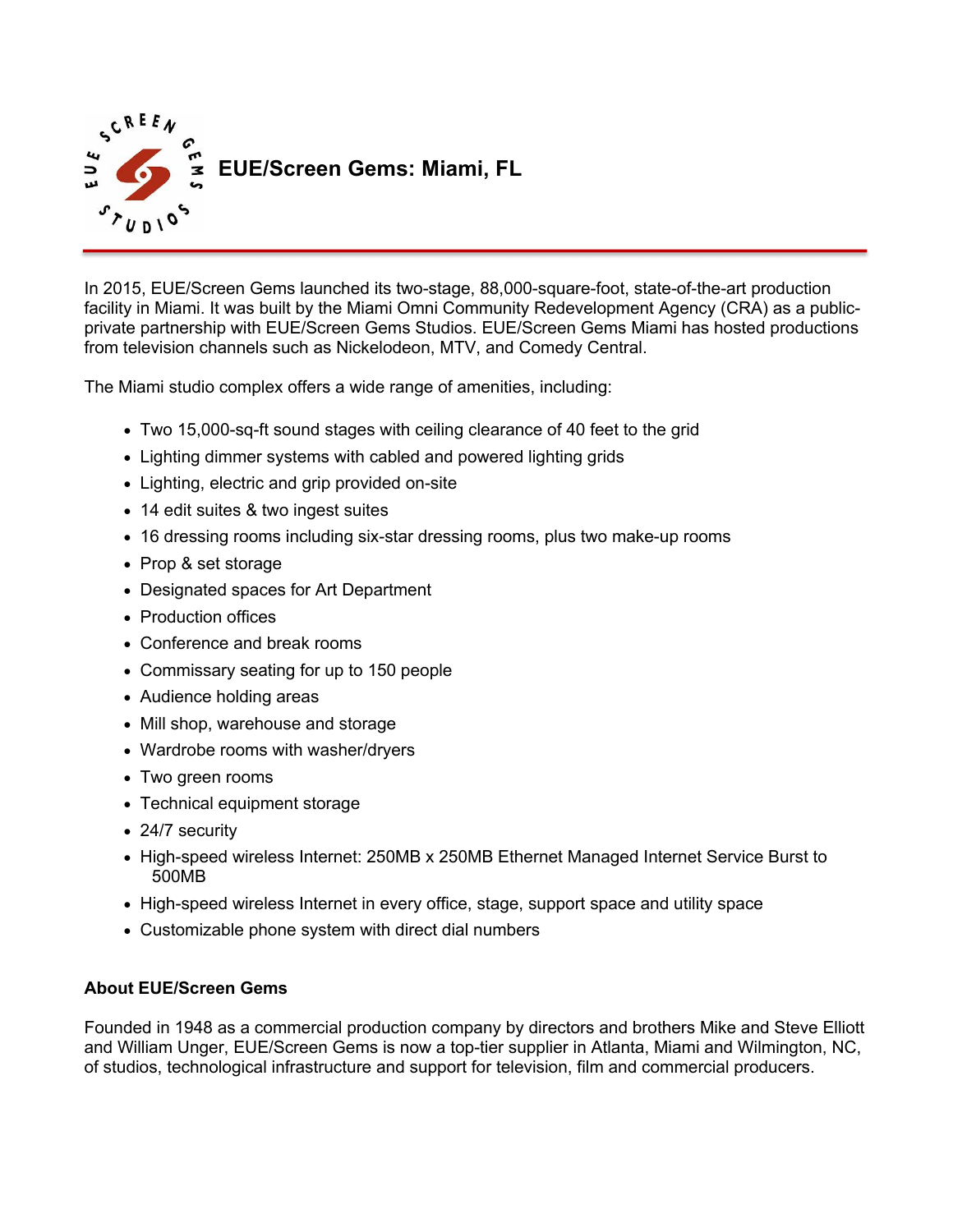# EUE/Screen Gems: Miami, FL

In 2015, EUE/Screen Gems launched its two-stage, 88,000-square-foot, state-of-the-art production facility in Miami. It was built by the Miami Omni Community Redevelopment Agency (CRA) as a public-private partnership with EUE/Screen Gems Studios. EUE/Screen Gems Miami has hosted productions from television channels such as Nickelodeon, MTV, and Comedy Central.

The Miami studio complex offers a wide range of amenities, including:

- Two 15,000-sq-ft sound stages with ceiling clearance of 40 feet to the grid
- Lighting dimmer systems with cabled and powered lighting grids
- Lighting, electric and grip provided on-site
- 14 edit suites & two ingest suites
- 16 dressing rooms including six-star dressing rooms, plus two make-up rooms
- Prop & set storage
- Designated spaces for Art Department
- Production offices
- Conference and break rooms
- Commissary seating for up to 150 people
- Audience holding areas
- Mill shop, warehouse and storage
- Wardrobe rooms with washer/dryers
- Two green rooms
- Technical equipment storage
- 24/7 security
- High-speed wireless Internet: 250MB x 250MB Ethernet Managed Internet Service Burst to 500MB
- High-speed wireless Internet in every office, stage, support space and utility space
- Customizable phone system with direct dial numbers

**About EUE/Screen Gems**

Founded in 1948 as a commercial production company by directors and brothers Mike and Steve Elliott and William Unger, EUE/Screen Gems is now a top-tier supplier in Atlanta, Miami and Wilmington, NC, of studios, technological infrastructure and support for television, film and commercial producers.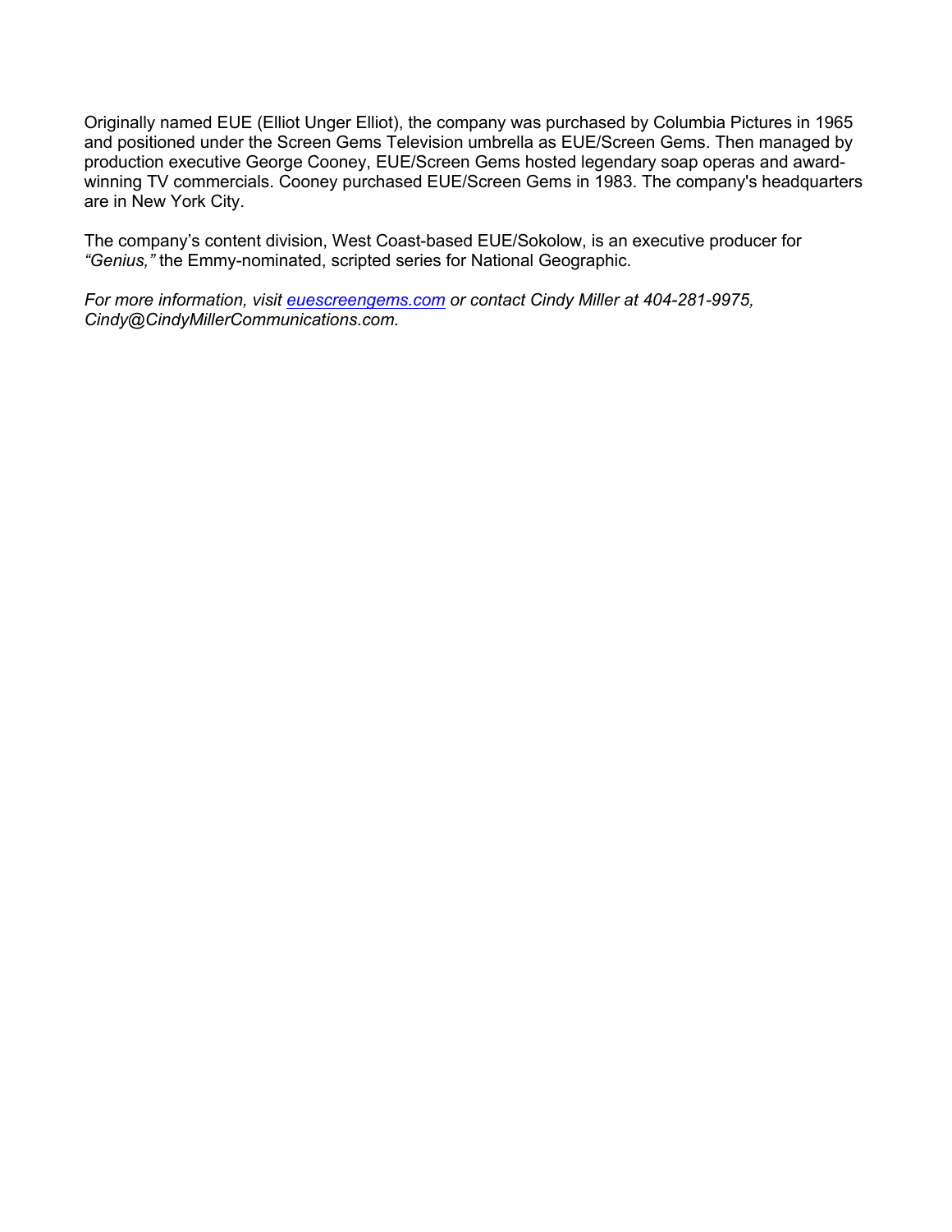Originally named EUE (Elliot Unger Elliot), the company was purchased by Columbia Pictures in 1965 and positioned under the Screen Gems Television umbrella as EUE/Screen Gems. Then managed by production executive George Cooney, EUE/Screen Gems hosted legendary soap operas and award-winning TV commercials. Cooney purchased EUE/Screen Gems in 1983. The company's headquarters are in New York City.

The company's content division, West Coast-based EUE/Sokolow, is an executive producer for *"Genius,"* the Emmy-nominated, scripted series for National Geographic.

*For more information, visit [euescreengems.com](euescreengems.com) or contact Cindy Miller at 404-281-9975, Cindy@CindyMillerCommunications.com.*